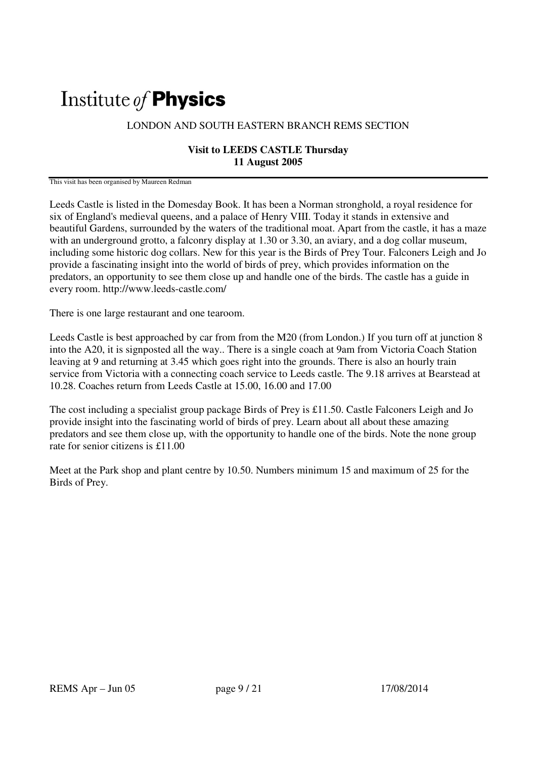# Institute *of* **Physics**

LONDON AND SOUTH EASTERN BRANCH REMS SECTION

**Visit to LEEDS CASTLE Thursday 11 August 2005**

This visit has been organised by Maureen Redman

Leeds Castle is listed in the Domesday Book. It has been a Norman stronghold, a royal residence for six of England's medieval queens, and a palace of Henry VIII. Today it stands in extensive and beautiful Gardens, surrounded by the waters of the traditional moat. Apart from the castle, it has a maze with an underground grotto, a falconry display at 1.30 or 3.30, an aviary, and a dog collar museum, including some historic dog collars. New for this year is the Birds of Prey Tour. Falconers Leigh and Jo provide a fascinating insight into the world of birds of prey, which provides information on the predators, an opportunity to see them close up and handle one of the birds. The castle has a guide in every room. http://www.leeds-castle.com/

There is one large restaurant and one tearoom.

Leeds Castle is best approached by car from from the M20 (from London.) If you turn off at junction 8 into the A20, it is signposted all the way.. There is a single coach at 9am from Victoria Coach Station leaving at 9 and returning at 3.45 which goes right into the grounds. There is also an hourly train service from Victoria with a connecting coach service to Leeds castle. The 9.18 arrives at Bearstead at 10.28. Coaches return from Leeds Castle at 15.00, 16.00 and 17.00

The cost including a specialist group package Birds of Prey is £11.50. Castle Falconers Leigh and Jo provide insight into the fascinating world of birds of prey. Learn about all about these amazing predators and see them close up, with the opportunity to handle one of the birds. Note the none group rate for senior citizens is £11.00

Meet at the Park shop and plant centre by 10.50. Numbers minimum 15 and maximum of 25 for the Birds of Prey.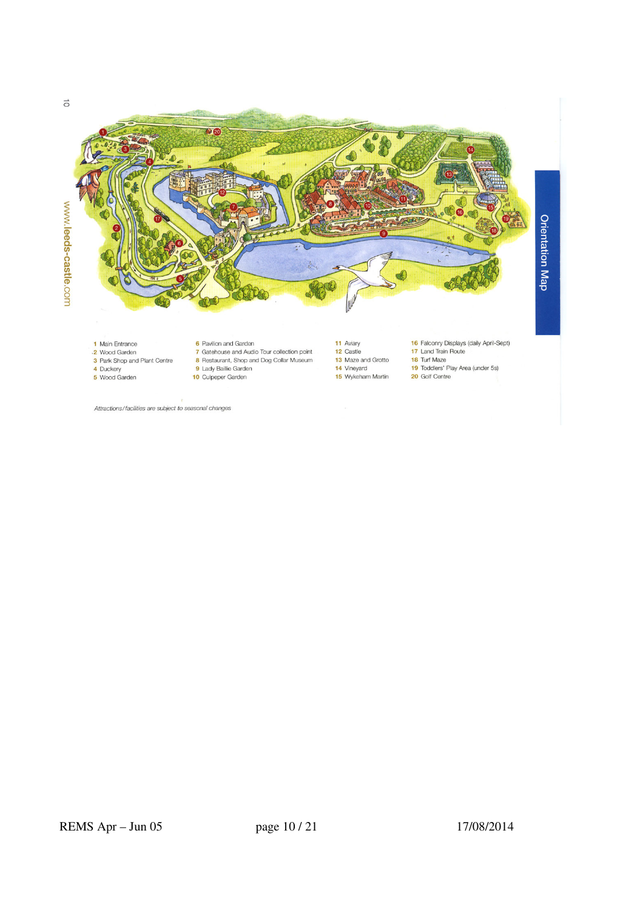Orientation Map

www.leeds-castle.com

1 Main Entrance
2 Wood Garden
3 Park Shop and Plant Centre
4 Duckery
5 Wood Garden
6 Pavilion and Garden
7 Gatehouse and Audio Tour collection point
8 Restaurant, Shop and Dog Collar Museum
9 Lady Baillie Garden
10 Culpeper Garden
11 Aviary
12 Castle
13 Maze and Grotto
14 Vineyard
15 Wykeham Martin
16 Falconry Displays (daily April-Sept)
17 Land Train Route
18 Turf Maze
19 Toddlers' Play Area (under 5s)
20 Golf Centre

*Attractions/facilities are subject to seasonal changes*